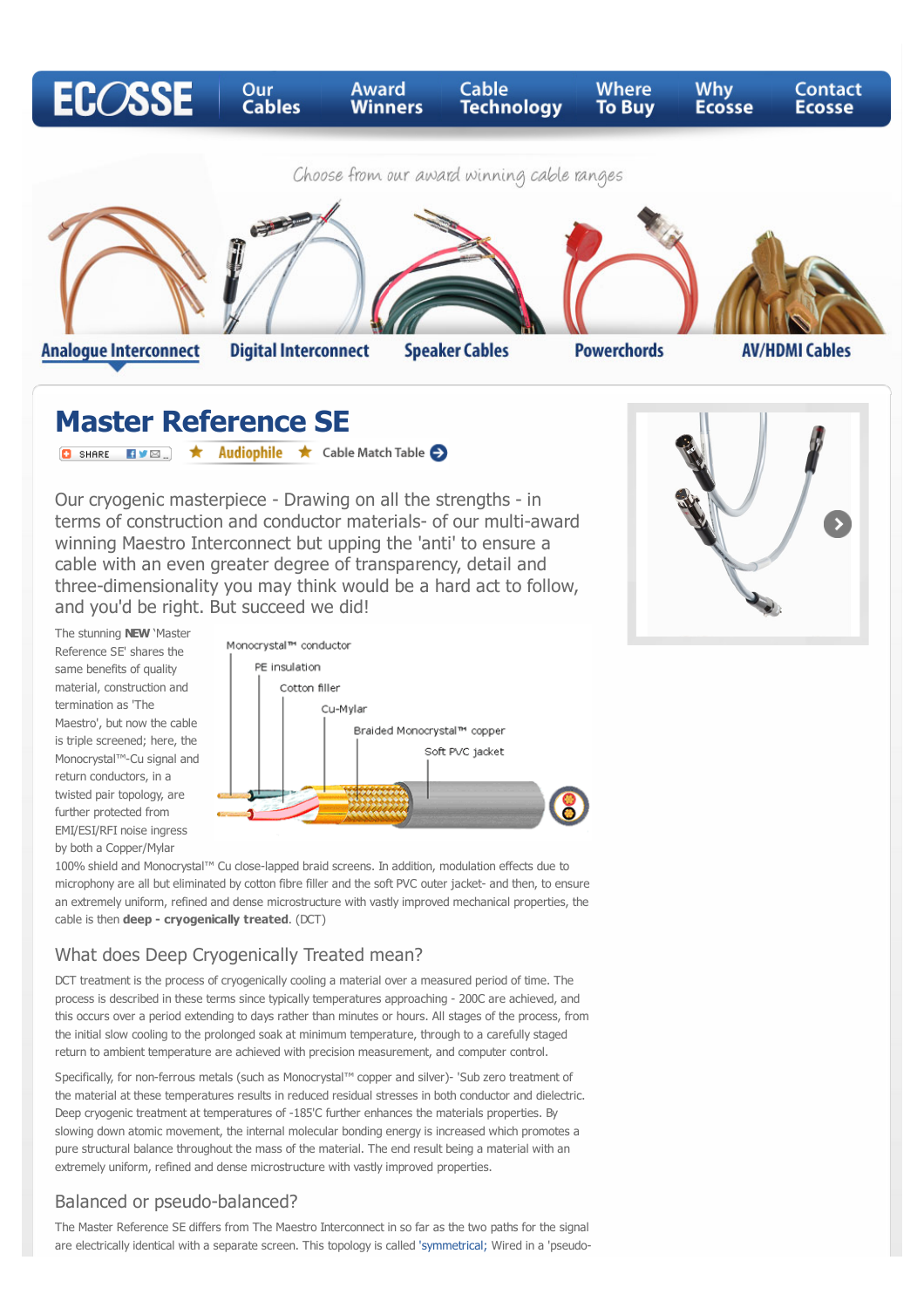ECOSSE | Our Cables | Award Winners | Cable Technology | Where To Buy | Why Ecosse | Contact Ecosse

Choose from our award winning cable ranges

Analogue Interconnect | Digital Interconnect | Speaker Cables | Powerchords | AV/HDMI Cables

# Master Reference SE

SHARE ★ Audiophile ★ Cable Match Table

Our cryogenic masterpiece - Drawing on all the strengths - in terms of construction and conductor materials- of our multi-award winning Maestro Interconnect but upping the 'anti' to ensure a cable with an even greater degree of transparency, detail and three-dimensionality you may think would be a hard act to follow, and you'd be right. But succeed we did!

Monocrystal™ conductor
PE insulation
Cotton filler
Cu-Mylar
Braided Monocrystal™ copper
Soft PVC jacket

The stunning **NEW** 'Master Reference SE' shares the same benefits of quality material, construction and termination as 'The Maestro', but now the cable is triple screened; here, the Monocrystal™-Cu signal and return conductors, in a twisted pair topology, are further protected from EMI/ESI/RFI noise ingress by both a Copper/Mylar 100% shield and Monocrystal™ Cu close-lapped braid screens. In addition, modulation effects due to microphony are all but eliminated by cotton fibre filler and the soft PVC outer jacket- and then, to ensure an extremely uniform, refined and dense microstructure with vastly improved mechanical properties, the cable is then **deep - cryogenically treated**. (DCT)

## What does Deep Cryogenically Treated mean?

DCT treatment is the process of cryogenically cooling a material over a measured period of time. The process is described in these terms since typically temperatures approaching - 200C are achieved, and this occurs over a period extending to days rather than minutes or hours. All stages of the process, from the initial slow cooling to the prolonged soak at minimum temperature, through to a carefully staged return to ambient temperature are achieved with precision measurement, and computer control.

Specifically, for non-ferrous metals (such as Monocrystal™ copper and silver)- 'Sub zero treatment of the material at these temperatures results in reduced residual stresses in both conductor and dielectric. Deep cryogenic treatment at temperatures of -185'C further enhances the materials properties. By slowing down atomic movement, the internal molecular bonding energy is increased which promotes a pure structural balance throughout the mass of the material. The end result being a material with an extremely uniform, refined and dense microstructure with vastly improved properties.

## Balanced or pseudo-balanced?

The Master Reference SE differs from The Maestro Interconnect in so far as the two paths for the signal are electrically identical with a separate screen. This topology is called 'symmetrical; Wired in a 'pseudo-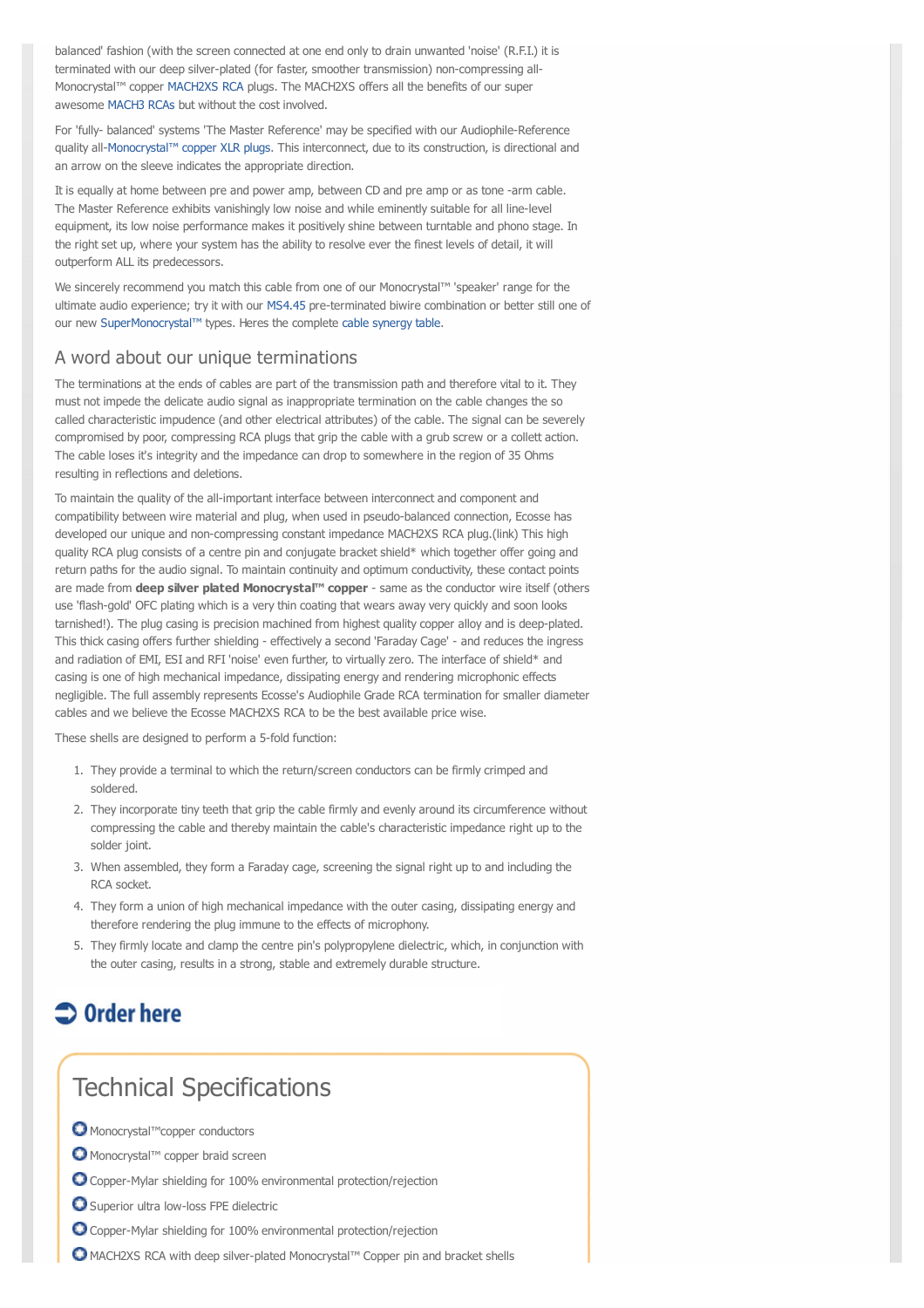balanced' fashion (with the screen connected at one end only to drain unwanted 'noise' (R.F.I.) it is terminated with our deep silver-plated (for faster, smoother transmission) non-compressing all-Monocrystal™ copper MACH2XS RCA plugs. The MACH2XS offers all the benefits of our super awesome MACH3 RCAs but without the cost involved.

For 'fully- balanced' systems 'The Master Reference' may be specified with our Audiophile-Reference quality all-Monocrystal™ copper XLR plugs. This interconnect, due to its construction, is directional and an arrow on the sleeve indicates the appropriate direction.

It is equally at home between pre and power amp, between CD and pre amp or as tone -arm cable. The Master Reference exhibits vanishingly low noise and while eminently suitable for all line-level equipment, its low noise performance makes it positively shine between turntable and phono stage. In the right set up, where your system has the ability to resolve ever the finest levels of detail, it will outperform ALL its predecessors.

We sincerely recommend you match this cable from one of our Monocrystal™ 'speaker' range for the ultimate audio experience; try it with our MS4.45 pre-terminated biwire combination or better still one of our new SuperMonocrystal™ types. Heres the complete cable synergy table.

## A word about our unique terminations

The terminations at the ends of cables are part of the transmission path and therefore vital to it. They must not impede the delicate audio signal as inappropriate termination on the cable changes the so called characteristic impudence (and other electrical attributes) of the cable. The signal can be severely compromised by poor, compressing RCA plugs that grip the cable with a grub screw or a collett action. The cable loses it's integrity and the impedance can drop to somewhere in the region of 35 Ohms resulting in reflections and deletions.

To maintain the quality of the all-important interface between interconnect and component and compatibility between wire material and plug, when used in pseudo-balanced connection, Ecosse has developed our unique and non-compressing constant impedance MACH2XS RCA plug.(link) This high quality RCA plug consists of a centre pin and conjugate bracket shield* which together offer going and return paths for the audio signal. To maintain continuity and optimum conductivity, these contact points are made from **deep silver plated Monocrystal™ copper** - same as the conductor wire itself (others use 'flash-gold' OFC plating which is a very thin coating that wears away very quickly and soon looks tarnished!). The plug casing is precision machined from highest quality copper alloy and is deep-plated. This thick casing offers further shielding - effectively a second 'Faraday Cage' - and reduces the ingress and radiation of EMI, ESI and RFI 'noise' even further, to virtually zero. The interface of shield* and casing is one of high mechanical impedance, dissipating energy and rendering microphonic effects negligible. The full assembly represents Ecosse's Audiophile Grade RCA termination for smaller diameter cables and we believe the Ecosse MACH2XS RCA to be the best available price wise.

These shells are designed to perform a 5-fold function:

1. They provide a terminal to which the return/screen conductors can be firmly crimped and soldered.
2. They incorporate tiny teeth that grip the cable firmly and evenly around its circumference without compressing the cable and thereby maintain the cable's characteristic impedance right up to the solder joint.
3. When assembled, they form a Faraday cage, screening the signal right up to and including the RCA socket.
4. They form a union of high mechanical impedance with the outer casing, dissipating energy and therefore rendering the plug immune to the effects of microphony.
5. They firmly locate and clamp the centre pin's polypropylene dielectric, which, in conjunction with the outer casing, results in a strong, stable and extremely durable structure.

**Order here**

## Technical Specifications

- Monocrystal™copper conductors
- Monocrystal™ copper braid screen
- Copper-Mylar shielding for 100% environmental protection/rejection
- Superior ultra low-loss FPE dielectric
- Copper-Mylar shielding for 100% environmental protection/rejection
- MACH2XS RCA with deep silver-plated Monocrystal™ Copper pin and bracket shells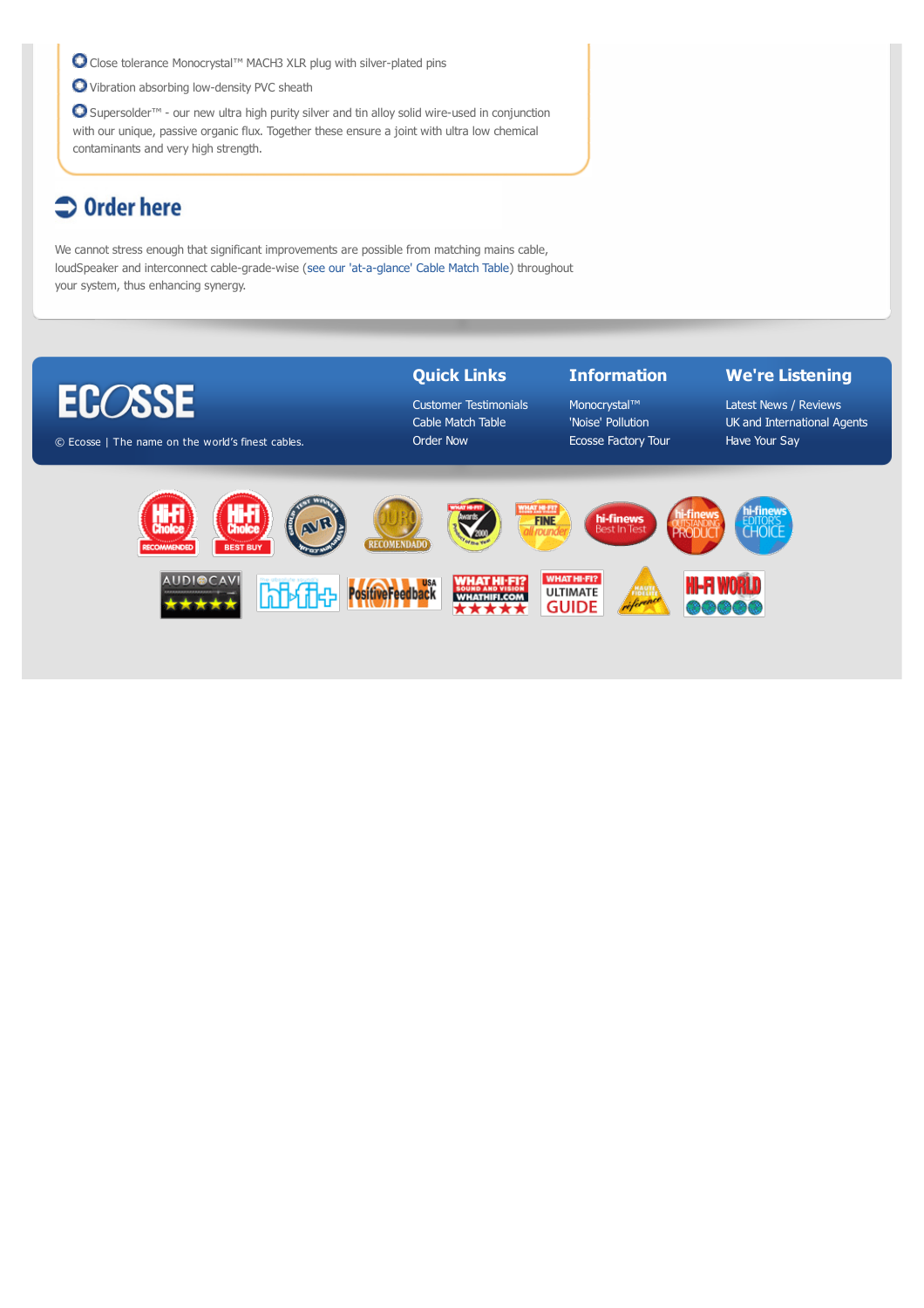- Close tolerance Monocrystal™ MACH3 XLR plug with silver-plated pins
- Vibration absorbing low-density PVC sheath
- Supersolder™ - our new ultra high purity silver and tin alloy solid wire-used in conjunction with our unique, passive organic flux. Together these ensure a joint with ultra low chemical contaminants and very high strength.

## Order here

We cannot stress enough that significant improvements are possible from matching mains cable, loudSpeaker and interconnect cable-grade-wise (see our 'at-a-glance' Cable Match Table) throughout your system, thus enhancing synergy.

ECOSSE

© Ecosse | The name on the world's finest cables.

**Quick Links**

Customer Testimonials
Cable Match Table
Order Now

**Information**

Monocrystal™
'Noise' Pollution
Ecosse Factory Tour

**We're Listening**

Latest News / Reviews
UK and International Agents
Have Your Say